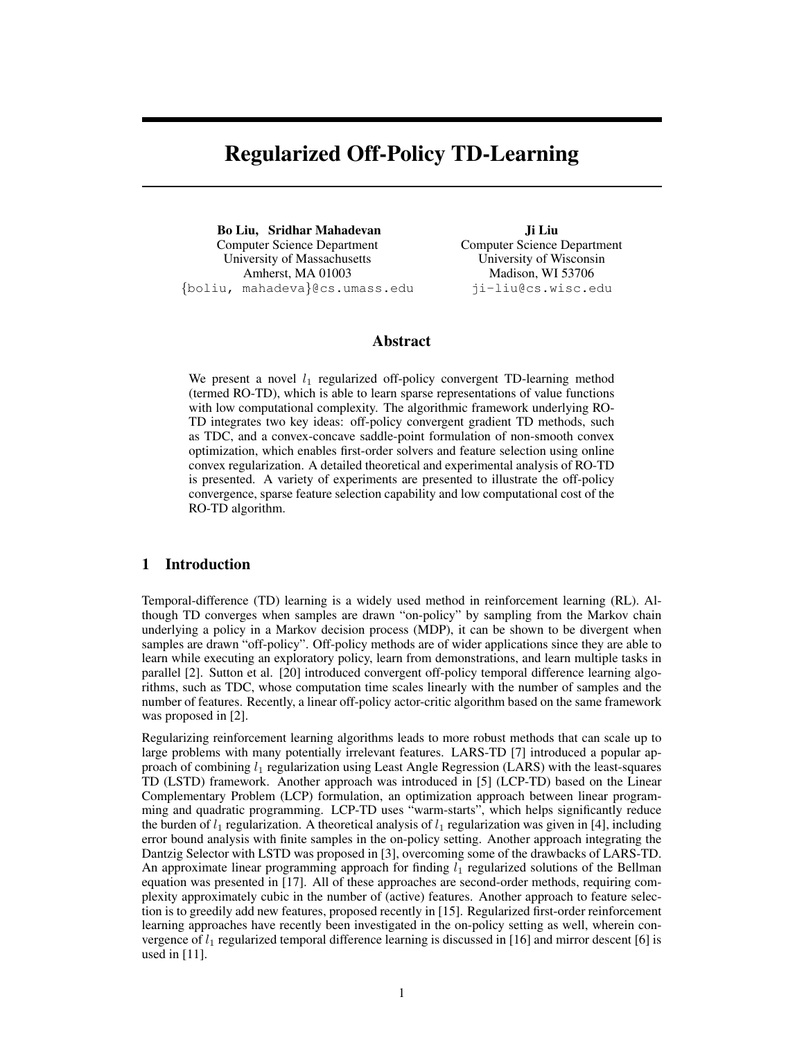# Regularized Off-Policy TD-Learning

**Bo Liu, Sridhar Mahadevan**
Computer Science Department
University of Massachusetts
Amherst, MA 01003
{boliu, mahadeva}@cs.umass.edu

**Ji Liu**
Computer Science Department
University of Wisconsin
Madison, WI 53706
ji-liu@cs.wisc.edu

## Abstract

We present a novel $l_1$ regularized off-policy convergent TD-learning method (termed RO-TD), which is able to learn sparse representations of value functions with low computational complexity. The algorithmic framework underlying RO-TD integrates two key ideas: off-policy convergent gradient TD methods, such as TDC, and a convex-concave saddle-point formulation of non-smooth convex optimization, which enables first-order solvers and feature selection using online convex regularization. A detailed theoretical and experimental analysis of RO-TD is presented. A variety of experiments are presented to illustrate the off-policy convergence, sparse feature selection capability and low computational cost of the RO-TD algorithm.

## 1 Introduction

Temporal-difference (TD) learning is a widely used method in reinforcement learning (RL). Although TD converges when samples are drawn "on-policy" by sampling from the Markov chain underlying a policy in a Markov decision process (MDP), it can be shown to be divergent when samples are drawn "off-policy". Off-policy methods are of wider applications since they are able to learn while executing an exploratory policy, learn from demonstrations, and learn multiple tasks in parallel [2]. Sutton et al. [20] introduced convergent off-policy temporal difference learning algorithms, such as TDC, whose computation time scales linearly with the number of samples and the number of features. Recently, a linear off-policy actor-critic algorithm based on the same framework was proposed in [2].

Regularizing reinforcement learning algorithms leads to more robust methods that can scale up to large problems with many potentially irrelevant features. LARS-TD [7] introduced a popular approach of combining $l_1$ regularization using Least Angle Regression (LARS) with the least-squares TD (LSTD) framework. Another approach was introduced in [5] (LCP-TD) based on the Linear Complementary Problem (LCP) formulation, an optimization approach between linear programming and quadratic programming. LCP-TD uses "warm-starts", which helps significantly reduce the burden of $l_1$ regularization. A theoretical analysis of $l_1$ regularization was given in [4], including error bound analysis with finite samples in the on-policy setting. Another approach integrating the Dantzig Selector with LSTD was proposed in [3], overcoming some of the drawbacks of LARS-TD. An approximate linear programming approach for finding $l_1$ regularized solutions of the Bellman equation was presented in [17]. All of these approaches are second-order methods, requiring complexity approximately cubic in the number of (active) features. Another approach to feature selection is to greedily add new features, proposed recently in [15]. Regularized first-order reinforcement learning approaches have recently been investigated in the on-policy setting as well, wherein convergence of $l_1$ regularized temporal difference learning is discussed in [16] and mirror descent [6] is used in [11].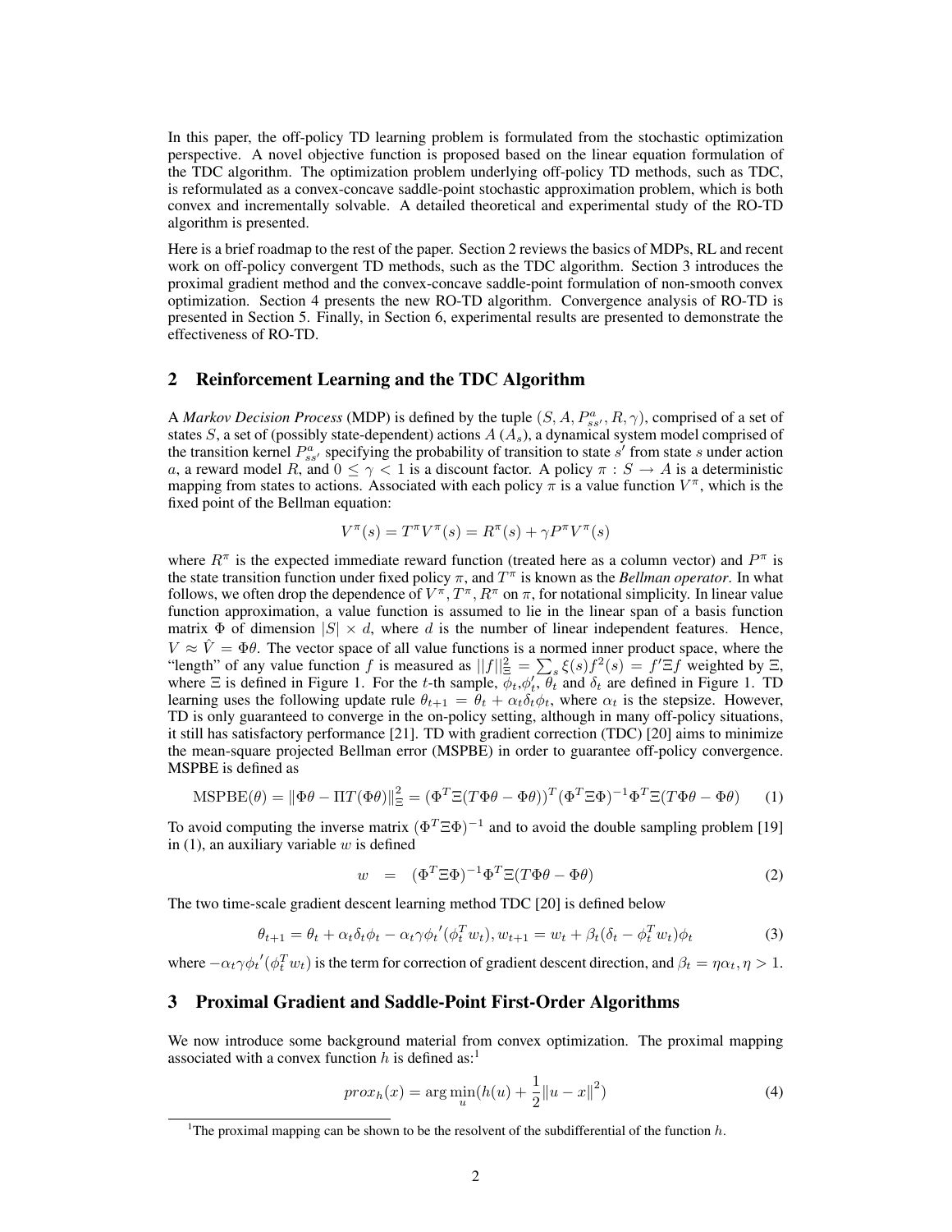In this paper, the off-policy TD learning problem is formulated from the stochastic optimization perspective. A novel objective function is proposed based on the linear equation formulation of the TDC algorithm. The optimization problem underlying off-policy TD methods, such as TDC, is reformulated as a convex-concave saddle-point stochastic approximation problem, which is both convex and incrementally solvable. A detailed theoretical and experimental study of the RO-TD algorithm is presented.

Here is a brief roadmap to the rest of the paper. Section 2 reviews the basics of MDPs, RL and recent work on off-policy convergent TD methods, such as the TDC algorithm. Section 3 introduces the proximal gradient method and the convex-concave saddle-point formulation of non-smooth convex optimization. Section 4 presents the new RO-TD algorithm. Convergence analysis of RO-TD is presented in Section 5. Finally, in Section 6, experimental results are presented to demonstrate the effectiveness of RO-TD.

## 2 Reinforcement Learning and the TDC Algorithm

A *Markov Decision Process* (MDP) is defined by the tuple $(S, A, P_{ss'}^a, R, \gamma)$, comprised of a set of states $S$, a set of (possibly state-dependent) actions $A$ ($A_s$), a dynamical system model comprised of the transition kernel $P_{ss'}^a$ specifying the probability of transition to state $s'$ from state $s$ under action $a$, a reward model $R$, and $0 \leq \gamma < 1$ is a discount factor. A policy $\pi : S \to A$ is a deterministic mapping from states to actions. Associated with each policy $\pi$ is a value function $V^\pi$, which is the fixed point of the Bellman equation:

$$V^\pi(s) = T^\pi V^\pi(s) = R^\pi(s) + \gamma P^\pi V^\pi(s)$$

where $R^\pi$ is the expected immediate reward function (treated here as a column vector) and $P^\pi$ is the state transition function under fixed policy $\pi$, and $T^\pi$ is known as the *Bellman operator*. In what follows, we often drop the dependence of $V^\pi, T^\pi, R^\pi$ on $\pi$, for notational simplicity. In linear value function approximation, a value function is assumed to lie in the linear span of a basis function matrix $\Phi$ of dimension $|S| \times d$, where $d$ is the number of linear independent features. Hence, $V \approx \hat{V} = \Phi\theta$. The vector space of all value functions is a normed inner product space, where the "length" of any value function $f$ is measured as $||f||_\Xi^2 = \sum_s \xi(s) f^2(s) = f' \Xi f$ weighted by $\Xi$, where $\Xi$ is defined in Figure 1. For the $t$-th sample, $\phi_t, \phi_t', \theta_t$ and $\delta_t$ are defined in Figure 1. TD learning uses the following update rule $\theta_{t+1} = \theta_t + \alpha_t \delta_t \phi_t$, where $\alpha_t$ is the stepsize. However, TD is only guaranteed to converge in the on-policy setting, although in many off-policy situations, it still has satisfactory performance [21]. TD with gradient correction (TDC) [20] aims to minimize the mean-square projected Bellman error (MSPBE) in order to guarantee off-policy convergence. MSPBE is defined as

$$\text{MSPBE}(\theta) = \|\Phi\theta - \Pi T(\Phi\theta)\|_\Xi^2 = (\Phi^T \Xi (T\Phi\theta - \Phi\theta))^T (\Phi^T \Xi \Phi)^{-1} \Phi^T \Xi (T\Phi\theta - \Phi\theta) \qquad (1)$$

To avoid computing the inverse matrix $(\Phi^T \Xi \Phi)^{-1}$ and to avoid the double sampling problem [19] in (1), an auxiliary variable $w$ is defined

$$w \quad = \quad (\Phi^T \Xi \Phi)^{-1} \Phi^T \Xi (T\Phi\theta - \Phi\theta) \qquad (2)$$

The two time-scale gradient descent learning method TDC [20] is defined below

$$\theta_{t+1} = \theta_t + \alpha_t \delta_t \phi_t - \alpha_t \gamma {\phi_t}' (\phi_t^T w_t), w_{t+1} = w_t + \beta_t (\delta_t - \phi_t^T w_t) \phi_t \qquad (3)$$

where $-\alpha_t \gamma {\phi_t}' (\phi_t^T w_t)$ is the term for correction of gradient descent direction, and $\beta_t = \eta \alpha_t, \eta > 1$.

## 3 Proximal Gradient and Saddle-Point First-Order Algorithms

We now introduce some background material from convex optimization. The proximal mapping associated with a convex function $h$ is defined as:[1]

$$prox_h(x) = \arg\min_u (h(u) + \frac{1}{2}\|u - x\|^2) \qquad (4)$$

[1] The proximal mapping can be shown to be the resolvent of the subdifferential of the function $h$.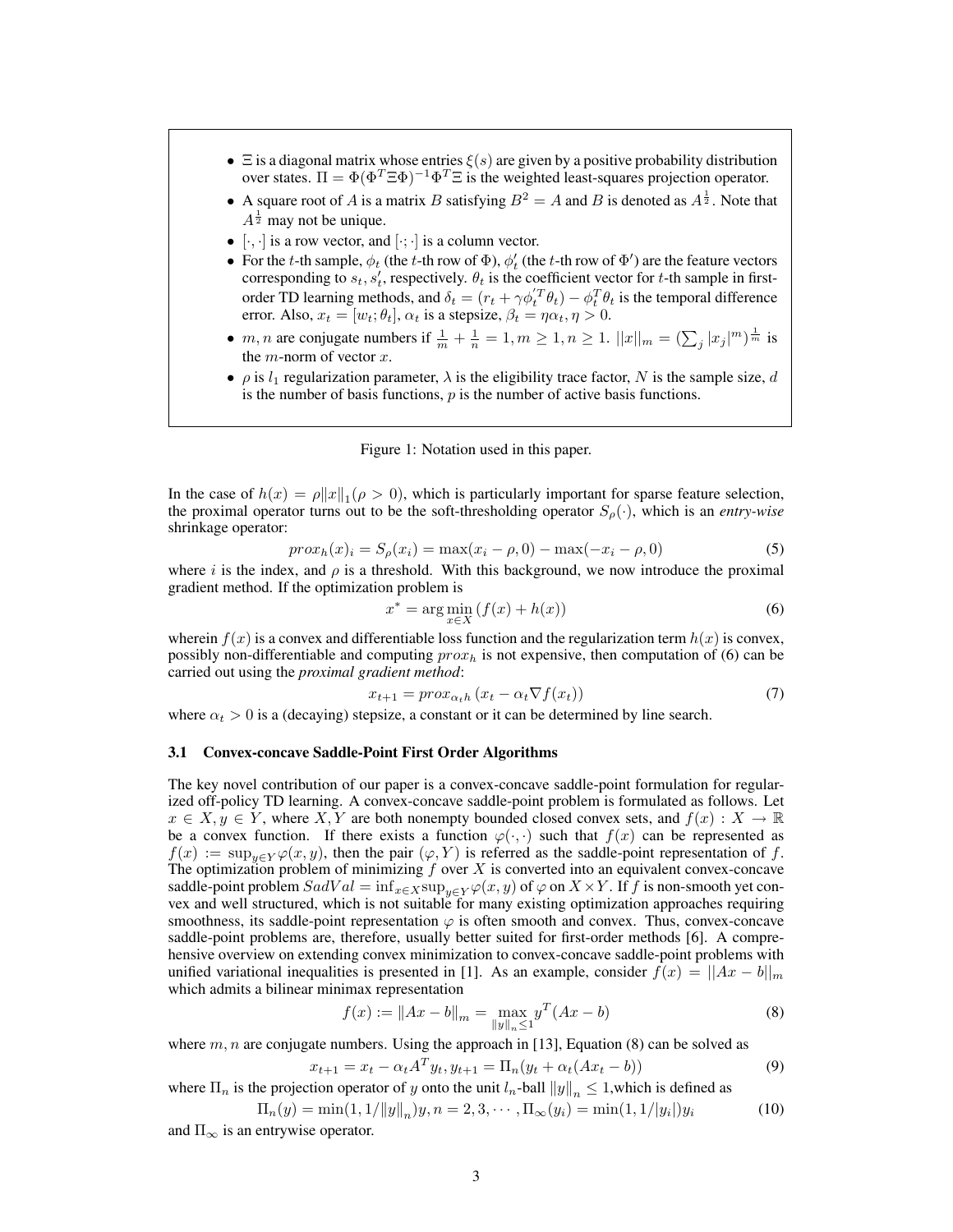- $\Xi$ is a diagonal matrix whose entries $\xi(s)$ are given by a positive probability distribution over states. $\Pi = \Phi(\Phi^T \Xi \Phi)^{-1} \Phi^T \Xi$ is the weighted least-squares projection operator.
- A square root of $A$ is a matrix $B$ satisfying $B^2 = A$ and $B$ is denoted as $A^{\frac{1}{2}}$. Note that $A^{\frac{1}{2}}$ may not be unique.
- $[\cdot, \cdot]$ is a row vector, and $[\cdot; \cdot]$ is a column vector.
- For the $t$-th sample, $\phi_t$ (the $t$-th row of $\Phi$), $\phi'_t$ (the $t$-th row of $\Phi'$) are the feature vectors corresponding to $s_t, s'_t$, respectively. $\theta_t$ is the coefficient vector for $t$-th sample in first-order TD learning methods, and $\delta_t = (r_t + \gamma \phi_t'^T \theta_t) - \phi_t^T \theta_t$ is the temporal difference error. Also, $x_t = [w_t; \theta_t]$, $\alpha_t$ is a stepsize, $\beta_t = \eta \alpha_t, \eta > 0$.
- $m, n$ are conjugate numbers if $\frac{1}{m} + \frac{1}{n} = 1, m \geq 1, n \geq 1$. $||x||_m = (\sum_j |x_j|^m)^{\frac{1}{m}}$ is the $m$-norm of vector $x$.
- $\rho$ is $l_1$ regularization parameter, $\lambda$ is the eligibility trace factor, $N$ is the sample size, $d$ is the number of basis functions, $p$ is the number of active basis functions.

Figure 1: Notation used in this paper.

In the case of $h(x) = \rho \|x\|_1 (\rho > 0)$, which is particularly important for sparse feature selection, the proximal operator turns out to be the soft-thresholding operator $S_\rho(\cdot)$, which is an *entry-wise* shrinkage operator:

$$prox_h(x)_i = S_\rho(x_i) = \max(x_i - \rho, 0) - \max(-x_i - \rho, 0) \tag{5}$$

where $i$ is the index, and $\rho$ is a threshold. With this background, we now introduce the proximal gradient method. If the optimization problem is

$$x^* = \arg\min_{x \in X} (f(x) + h(x)) \tag{6}$$

wherein $f(x)$ is a convex and differentiable loss function and the regularization term $h(x)$ is convex, possibly non-differentiable and computing $prox_h$ is not expensive, then computation of (6) can be carried out using the *proximal gradient method*:

$$x_{t+1} = prox_{\alpha_t h} (x_t - \alpha_t \nabla f(x_t)) \tag{7}$$

where $\alpha_t > 0$ is a (decaying) stepsize, a constant or it can be determined by line search.

### 3.1 Convex-concave Saddle-Point First Order Algorithms

The key novel contribution of our paper is a convex-concave saddle-point formulation for regularized off-policy TD learning. A convex-concave saddle-point problem is formulated as follows. Let $x \in X, y \in Y$, where $X, Y$ are both nonempty bounded closed convex sets, and $f(x) : X \to \mathbb{R}$ be a convex function. If there exists a function $\varphi(\cdot, \cdot)$ such that $f(x)$ can be represented as $f(x) := \sup_{y \in Y} \varphi(x, y)$, then the pair $(\varphi, Y)$ is referred as the saddle-point representation of $f$. The optimization problem of minimizing $f$ over $X$ is converted into an equivalent convex-concave saddle-point problem $SadVal = \inf_{x \in X} \sup_{y \in Y} \varphi(x, y)$ of $\varphi$ on $X \times Y$. If $f$ is non-smooth yet convex and well structured, which is not suitable for many existing optimization approaches requiring smoothness, its saddle-point representation $\varphi$ is often smooth and convex. Thus, convex-concave saddle-point problems are, therefore, usually better suited for first-order methods [6]. A comprehensive overview on extending convex minimization to convex-concave saddle-point problems with unified variational inequalities is presented in [1]. As an example, consider $f(x) = ||Ax - b||_m$ which admits a bilinear minimax representation

$$f(x) := \|Ax - b\|_m = \max_{\|y\|_n \leq 1} y^T (Ax - b) \tag{8}$$

where $m, n$ are conjugate numbers. Using the approach in [13], Equation (8) can be solved as

$$x_{t+1} = x_t - \alpha_t A^T y_t, y_{t+1} = \Pi_n (y_t + \alpha_t (A x_t - b)) \tag{9}$$

where $\Pi_n$ is the projection operator of $y$ onto the unit $l_n$-ball $\|y\|_n \leq 1$, which is defined as

$$\Pi_n(y) = \min(1, 1/\|y\|_n) y, n = 2, 3, \cdots, \Pi_\infty(y_i) = \min(1, 1/|y_i|) y_i \tag{10}$$

and $\Pi_\infty$ is an entrywise operator.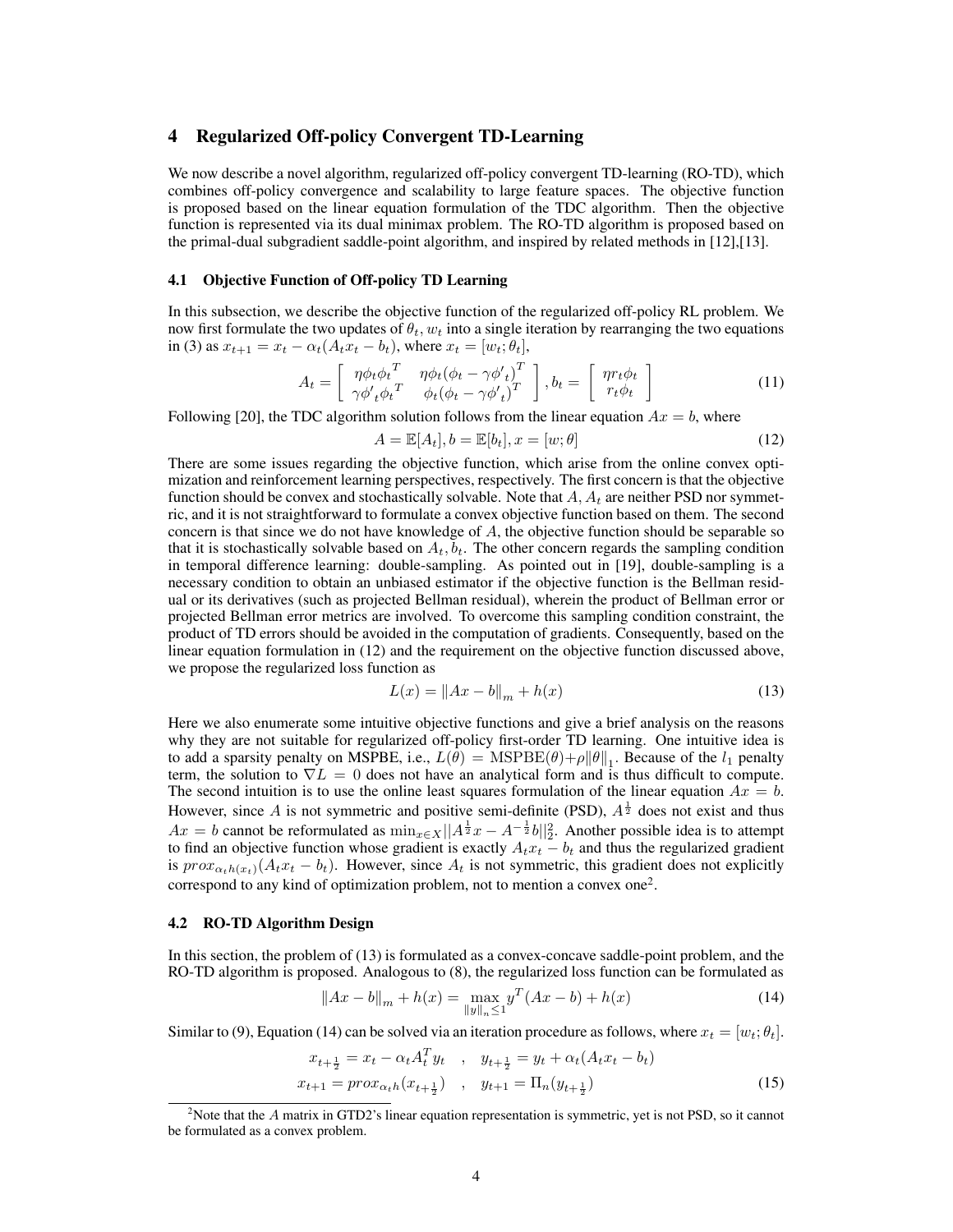## 4 Regularized Off-policy Convergent TD-Learning

We now describe a novel algorithm, regularized off-policy convergent TD-learning (RO-TD), which combines off-policy convergence and scalability to large feature spaces. The objective function is proposed based on the linear equation formulation of the TDC algorithm. Then the objective function is represented via its dual minimax problem. The RO-TD algorithm is proposed based on the primal-dual subgradient saddle-point algorithm, and inspired by related methods in [12],[13].

### 4.1 Objective Function of Off-policy TD Learning

In this subsection, we describe the objective function of the regularized off-policy RL problem. We now first formulate the two updates of $\theta_t, w_t$ into a single iteration by rearranging the two equations in (3) as $x_{t+1} = x_t - \alpha_t(A_t x_t - b_t)$, where $x_t = [w_t; \theta_t]$,

$$A_t = \left[ \begin{array}{cc} \eta \phi_t {\phi_t}^T & \eta \phi_t (\phi_t - \gamma {\phi'}_t)^T \\ \gamma {\phi'}_t {\phi_t}^T & \phi_t (\phi_t - \gamma {\phi'}_t)^T \end{array} \right], b_t = \left[ \begin{array}{c} \eta r_t \phi_t \\ r_t \phi_t \end{array} \right] \tag{11}$$

Following [20], the TDC algorithm solution follows from the linear equation $Ax = b$, where

$$A = \mathbb{E}[A_t], b = \mathbb{E}[b_t], x = [w; \theta] \tag{12}$$

There are some issues regarding the objective function, which arise from the online convex optimization and reinforcement learning perspectives, respectively. The first concern is that the objective function should be convex and stochastically solvable. Note that $A, A_t$ are neither PSD nor symmetric, and it is not straightforward to formulate a convex objective function based on them. The second concern is that since we do not have knowledge of $A$, the objective function should be separable so that it is stochastically solvable based on $A_t, b_t$. The other concern regards the sampling condition in temporal difference learning: double-sampling. As pointed out in [19], double-sampling is a necessary condition to obtain an unbiased estimator if the objective function is the Bellman residual or its derivatives (such as projected Bellman residual), wherein the product of Bellman error or projected Bellman error metrics are involved. To overcome this sampling condition constraint, the product of TD errors should be avoided in the computation of gradients. Consequently, based on the linear equation formulation in (12) and the requirement on the objective function discussed above, we propose the regularized loss function as

$$L(x) = \|Ax - b\|_m + h(x) \tag{13}$$

Here we also enumerate some intuitive objective functions and give a brief analysis on the reasons why they are not suitable for regularized off-policy first-order TD learning. One intuitive idea is to add a sparsity penalty on MSPBE, i.e., $L(\theta) = \text{MSPBE}(\theta) + \rho \|\theta\|_1$. Because of the $l_1$ penalty term, the solution to $\nabla L = 0$ does not have an analytical form and is thus difficult to compute. The second intuition is to use the online least squares formulation of the linear equation $Ax = b$. However, since $A$ is not symmetric and positive semi-definite (PSD), $A^{\frac{1}{2}}$ does not exist and thus $Ax = b$ cannot be reformulated as $\min_{x \in X} ||A^{\frac{1}{2}} x - A^{-\frac{1}{2}} b||_2^2$. Another possible idea is to attempt to find an objective function whose gradient is exactly $A_t x_t - b_t$ and thus the regularized gradient is $prox_{\alpha_t h(x_t)}(A_t x_t - b_t)$. However, since $A_t$ is not symmetric, this gradient does not explicitly correspond to any kind of optimization problem, not to mention a convex one[2].

### 4.2 RO-TD Algorithm Design

In this section, the problem of (13) is formulated as a convex-concave saddle-point problem, and the RO-TD algorithm is proposed. Analogous to (8), the regularized loss function can be formulated as

$$\|Ax - b\|_m + h(x) = \max_{\|y\|_n \le 1} y^T (Ax - b) + h(x) \tag{14}$$

Similar to (9), Equation (14) can be solved via an iteration procedure as follows, where $x_t = [w_t; \theta_t]$.

$$\begin{aligned} x_{t+\frac{1}{2}} &= x_t - \alpha_t A_t^T y_t \quad , \quad y_{t+\frac{1}{2}} = y_t + \alpha_t (A_t x_t - b_t) \\ x_{t+1} &= prox_{\alpha_t h}(x_{t+\frac{1}{2}}) \quad , \quad y_{t+1} = \Pi_n (y_{t+\frac{1}{2}}) \end{aligned} \tag{15}$$

[2] Note that the $A$ matrix in GTD2's linear equation representation is symmetric, yet is not PSD, so it cannot be formulated as a convex problem.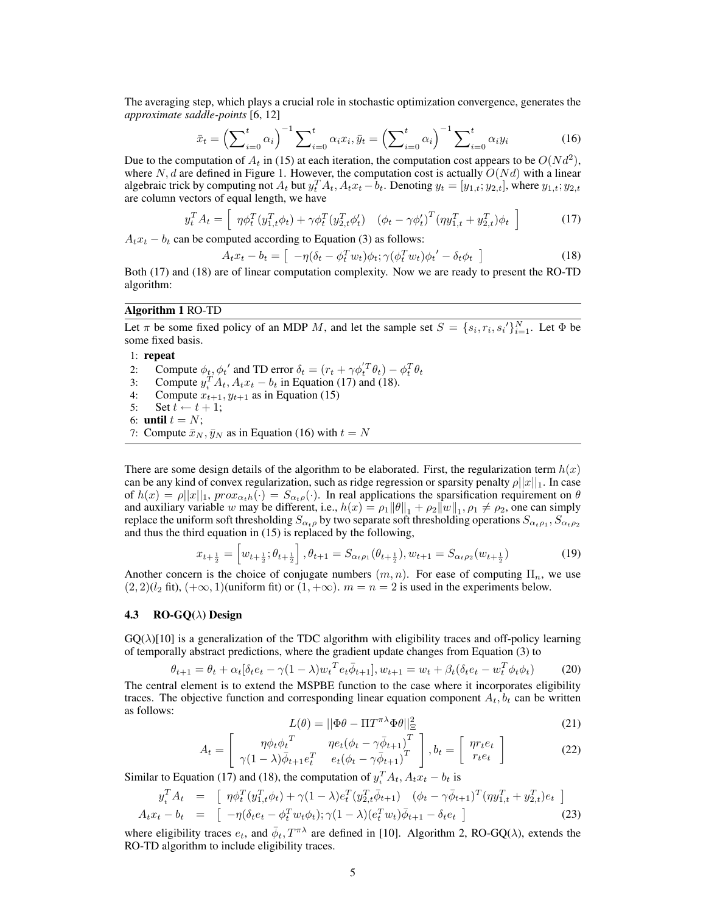The averaging step, which plays a crucial role in stochastic optimization convergence, generates the *approximate saddle-points* [6, 12]

$$\bar{x}_t = \Big(\sum\nolimits_{i=0}^{t} \alpha_i\Big)^{-1} \sum\nolimits_{i=0}^{t} \alpha_i x_i, \bar{y}_t = \Big(\sum\nolimits_{i=0}^{t} \alpha_i\Big)^{-1} \sum\nolimits_{i=0}^{t} \alpha_i y_i \tag{16}$$

Due to the computation of $A_t$ in (15) at each iteration, the computation cost appears to be $O(Nd^2)$, where $N, d$ are defined in Figure 1. However, the computation cost is actually $O(Nd)$ with a linear algebraic trick by computing not $A_t$ but $y_t^T A_t, A_t x_t - b_t$. Denoting $y_t = [y_{1,t}; y_{2,t}]$, where $y_{1,t}; y_{2,t}$ are column vectors of equal length, we have

$$y_t^T A_t = \left[ \begin{array}{cc} \eta \phi_t^T (y_{1,t}^T \phi_t) + \gamma \phi_t^T (y_{2,t}^T \phi_t') & (\phi_t - \gamma \phi_t')^T (\eta y_{1,t}^T + y_{2,t}^T) \phi_t \end{array} \right] \tag{17}$$

$A_t x_t - b_t$ can be computed according to Equation (3) as follows:

$$A_t x_t - b_t = \left[ \begin{array}{c} -\eta(\delta_t - \phi_t^T w_t)\phi_t; \gamma(\phi_t^T w_t)\phi_t{'} - \delta_t \phi_t \end{array} \right] \tag{18}$$

Both (17) and (18) are of linear computation complexity. Now we are ready to present the RO-TD algorithm:

**Algorithm 1** RO-TD

Let $\pi$ be some fixed policy of an MDP $M$, and let the sample set $S = \{s_i, r_i, s_i{'}\}_{i=1}^N$. Let $\Phi$ be some fixed basis.

1: **repeat**
2: Compute $\phi_t, \phi_t{'}$ and TD error $\delta_t = (r_t + \gamma \phi_t^{'T} \theta_t) - \phi_t^T \theta_t$
3: Compute $y_t^T A_t, A_t x_t - b_t$ in Equation (17) and (18).
4: Compute $x_{t+1}, y_{t+1}$ as in Equation (15)
5: Set $t \leftarrow t + 1$;
6: **until** $t = N$;
7: Compute $\bar{x}_N, \bar{y}_N$ as in Equation (16) with $t = N$

There are some design details of the algorithm to be elaborated. First, the regularization term $h(x)$ can be any kind of convex regularization, such as ridge regression or sparsity penalty $\rho||x||_1$. In case of $h(x) = \rho||x||_1$, $prox_{\alpha_t h}(\cdot) = S_{\alpha_t \rho}(\cdot)$. In real applications the sparsification requirement on $\theta$ and auxiliary variable $w$ may be different, i.e., $h(x) = \rho_1\|\theta\|_1 + \rho_2\|w\|_1, \rho_1 \neq \rho_2$, one can simply replace the uniform soft thresholding $S_{\alpha_t \rho}$ by two separate soft thresholding operations $S_{\alpha_t \rho_1}, S_{\alpha_t \rho_2}$ and thus the third equation in (15) is replaced by the following,

$$x_{t+\frac{1}{2}} = \left[w_{t+\frac{1}{2}}; \theta_{t+\frac{1}{2}}\right], \theta_{t+1} = S_{\alpha_t \rho_1}(\theta_{t+\frac{1}{2}}), w_{t+1} = S_{\alpha_t \rho_2}(w_{t+\frac{1}{2}}) \tag{19}$$

Another concern is the choice of conjugate numbers $(m, n)$. For ease of computing $\Pi_n$, we use $(2, 2)$($l_2$ fit), $(+\infty, 1)$(uniform fit) or $(1, +\infty)$. $m = n = 2$ is used in the experiments below.

### 4.3 RO-GQ($\lambda$) Design

GQ($\lambda$)[10] is a generalization of the TDC algorithm with eligibility traces and off-policy learning of temporally abstract predictions, where the gradient update changes from Equation (3) to

$$\theta_{t+1} = \theta_t + \alpha_t[\delta_t e_t - \gamma(1-\lambda){w_t}^T e_t \bar{\phi}_{t+1}], w_{t+1} = w_t + \beta_t(\delta_t e_t - w_t^T \phi_t \phi_t) \tag{20}$$

The central element is to extend the MSPBE function to the case where it incorporates eligibility traces. The objective function and corresponding linear equation component $A_t, b_t$ can be written as follows:

$$L(\theta) = ||\Phi\theta - \Pi T^{\pi\lambda}\Phi\theta||_\Xi^2 \tag{21}$$

$$A_t = \left[ \begin{array}{cc} \eta \phi_t {\phi_t}^T & \eta e_t {(\phi_t - \gamma \bar{\phi}_{t+1})}^T \\ \gamma(1-\lambda)\bar{\phi}_{t+1} e_t^T & e_t {(\phi_t - \gamma \bar{\phi}_{t+1})}^T \end{array} \right], b_t = \left[ \begin{array}{c} \eta r_t e_t \\ r_t e_t \end{array} \right] \tag{22}$$

Similar to Equation (17) and (18), the computation of $y_t^T A_t, A_t x_t - b_t$ is

$$\begin{aligned} y_t^T A_t &= \left[ \begin{array}{cc} \eta \phi_t^T (y_{1,t}^T \phi_t) + \gamma(1-\lambda) e_t^T (y_{2,t}^T \bar{\phi}_{t+1}) & (\phi_t - \gamma \bar{\phi}_{t+1})^T (\eta y_{1,t}^T + y_{2,t}^T) e_t \end{array} \right] \\ A_t x_t - b_t &= \left[ \begin{array}{c} -\eta(\delta_t e_t - \phi_t^T w_t \phi_t); \gamma(1-\lambda)(e_t^T w_t)\bar{\phi}_{t+1} - \delta_t e_t \end{array} \right] \end{aligned} \tag{23}$$

where eligibility traces $e_t$, and $\bar{\phi}_t, T^{\pi\lambda}$ are defined in [10]. Algorithm 2, RO-GQ($\lambda$), extends the RO-TD algorithm to include eligibility traces.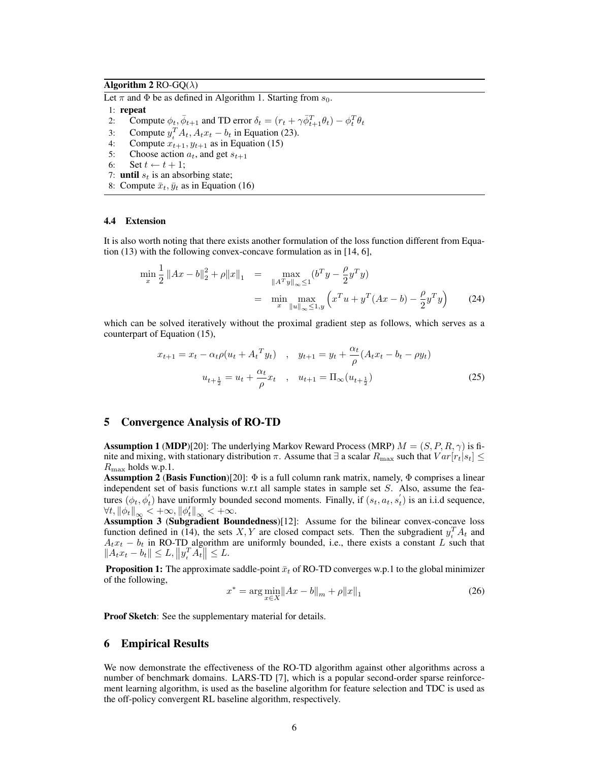**Algorithm 2** RO-GQ($\lambda$)

Let $\pi$ and $\Phi$ be as defined in Algorithm 1. Starting from $s_0$.

1: **repeat**
2: Compute $\phi_t, \bar{\phi}_{t+1}$ and TD error $\delta_t = (r_t + \gamma \bar{\phi}_{t+1}^T \theta_t) - \phi_t^T \theta_t$
3: Compute $y_t^T A_t, A_t x_t - b_t$ in Equation (23).
4: Compute $x_{t+1}, y_{t+1}$ as in Equation (15)
5: Choose action $a_t$, and get $s_{t+1}$
6: Set $t \leftarrow t+1$;
7: **until** $s_t$ is an absorbing state;
8: Compute $\bar{x}_t, \bar{y}_t$ as in Equation (16)

### 4.4 Extension

It is also worth noting that there exists another formulation of the loss function different from Equation (13) with the following convex-concave formulation as in [14, 6],

$$
\begin{aligned}
\min_x \frac{1}{2}\|Ax - b\|_2^2 + \rho\|x\|_1 &= \max_{\|A^T y\|_\infty \le 1} (b^T y - \frac{\rho}{2} y^T y) \\
&= \min_x \max_{\|u\|_\infty \le 1, y} \left( x^T u + y^T (Ax - b) - \frac{\rho}{2} y^T y \right)
\end{aligned}
\tag{24}
$$

which can be solved iteratively without the proximal gradient step as follows, which serves as a counterpart of Equation (15),

$$
\begin{aligned}
x_{t+1} = x_t - \alpha_t \rho (u_t + {A_t}^T y_t) \quad &, \quad y_{t+1} = y_t + \frac{\alpha_t}{\rho}(A_t x_t - b_t - \rho y_t) \\
u_{t+\frac{1}{2}} = u_t + \frac{\alpha_t}{\rho} x_t \quad &, \quad u_{t+1} = \Pi_\infty (u_{t+\frac{1}{2}})
\end{aligned}
\tag{25}
$$

## 5 Convergence Analysis of RO-TD

**Assumption 1** (**MDP**)[20]: The underlying Markov Reward Process (MRP) $M = (S, P, R, \gamma)$ is finite and mixing, with stationary distribution $\pi$. Assume that $\exists$ a scalar $R_{\max}$ such that $Var[r_t|s_t] \le R_{\max}$ holds w.p.1.

**Assumption 2** (**Basis Function**)[20]: $\Phi$ is a full column rank matrix, namely, $\Phi$ comprises a linear independent set of basis functions w.r.t all sample states in sample set $S$. Also, assume the features $(\phi_t, \phi_t^{'})$ have uniformly bounded second moments. Finally, if $(s_t, a_t, s_t^{'})$ is an i.i.d sequence, $\forall t, \|\phi_t\|_\infty < +\infty, \|\phi_t^{'}\|_\infty < +\infty$.

**Assumption 3** (**Subgradient Boundedness**)[12]: Assume for the bilinear convex-concave loss function defined in (14), the sets $X, Y$ are closed compact sets. Then the subgradient $y_t^T A_t$ and $A_t x_t - b_t$ in RO-TD algorithm are uniformly bounded, i.e., there exists a constant $L$ such that $\|A_t x_t - b_t\| \le L, \left\|y_t^T A_t\right\| \le L$.

**Proposition 1:** The approximate saddle-point $\bar{x}_t$ of RO-TD converges w.p.1 to the global minimizer of the following,

$$
x^* = \arg\min_{x \in X} \|Ax - b\|_m + \rho\|x\|_1 \tag{26}
$$

**Proof Sketch**: See the supplementary material for details.

## 6 Empirical Results

We now demonstrate the effectiveness of the RO-TD algorithm against other algorithms across a number of benchmark domains. LARS-TD [7], which is a popular second-order sparse reinforcement learning algorithm, is used as the baseline algorithm for feature selection and TDC is used as the off-policy convergent RL baseline algorithm, respectively.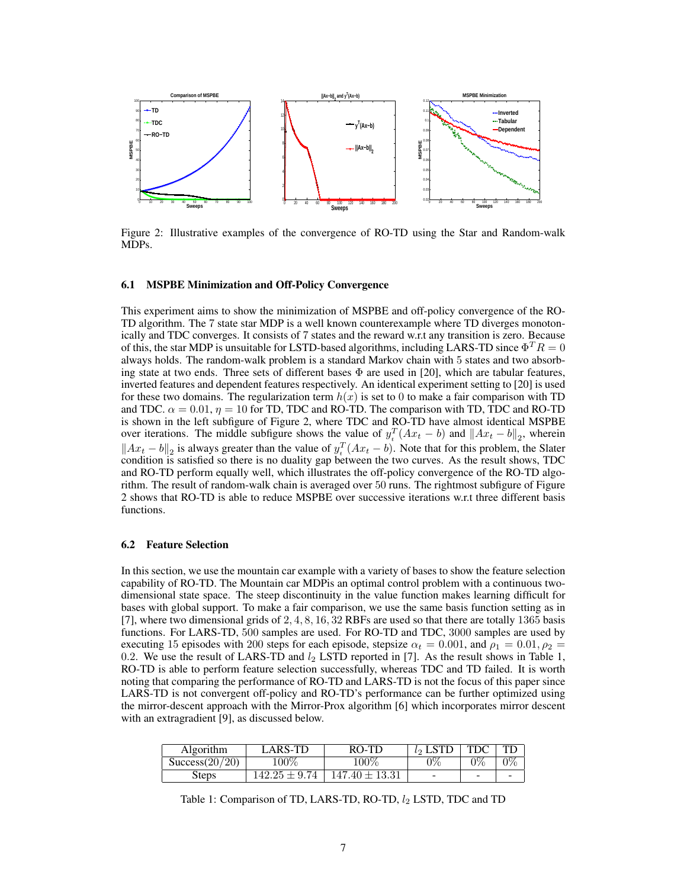Figure 2: Illustrative examples of the convergence of RO-TD using the Star and Random-walk MDPs.

### 6.1 MSPBE Minimization and Off-Policy Convergence

This experiment aims to show the minimization of MSPBE and off-policy convergence of the RO-TD algorithm. The 7 state star MDP is a well known counterexample where TD diverges monotonically and TDC converges. It consists of 7 states and the reward w.r.t any transition is zero. Because of this, the star MDP is unsuitable for LSTD-based algorithms, including LARS-TD since $\Phi^T R = 0$ always holds. The random-walk problem is a standard Markov chain with 5 states and two absorbing state at two ends. Three sets of different bases $\Phi$ are used in [20], which are tabular features, inverted features and dependent features respectively. An identical experiment setting to [20] is used for these two domains. The regularization term $h(x)$ is set to 0 to make a fair comparison with TD and TDC. $\alpha = 0.01$, $\eta = 10$ for TD, TDC and RO-TD. The comparison with TD, TDC and RO-TD is shown in the left subfigure of Figure 2, where TDC and RO-TD have almost identical MSPBE over iterations. The middle subfigure shows the value of $y_t^T(Ax_t - b)$ and $\|Ax_t - b\|_2$, wherein $\|Ax_t - b\|_2$ is always greater than the value of $y_t^T(Ax_t - b)$. Note that for this problem, the Slater condition is satisfied so there is no duality gap between the two curves. As the result shows, TDC and RO-TD perform equally well, which illustrates the off-policy convergence of the RO-TD algorithm. The result of random-walk chain is averaged over 50 runs. The rightmost subfigure of Figure 2 shows that RO-TD is able to reduce MSPBE over successive iterations w.r.t three different basis functions.

### 6.2 Feature Selection

In this section, we use the mountain car example with a variety of bases to show the feature selection capability of RO-TD. The Mountain car MDPis an optimal control problem with a continuous two-dimensional state space. The steep discontinuity in the value function makes learning difficult for bases with global support. To make a fair comparison, we use the same basis function setting as in [7], where two dimensional grids of $2, 4, 8, 16, 32$ RBFs are used so that there are totally 1365 basis functions. For LARS-TD, 500 samples are used. For RO-TD and TDC, 3000 samples are used by executing 15 episodes with 200 steps for each episode, stepsize $\alpha_t = 0.001$, and $\rho_1 = 0.01, \rho_2 = 0.2$. We use the result of LARS-TD and $l_2$ LSTD reported in [7]. As the result shows in Table 1, RO-TD is able to perform feature selection successfully, whereas TDC and TD failed. It is worth noting that comparing the performance of RO-TD and LARS-TD is not the focus of this paper since LARS-TD is not convergent off-policy and RO-TD's performance can be further optimized using the mirror-descent approach with the Mirror-Prox algorithm [6] which incorporates mirror descent with an extragradient [9], as discussed below.

| Algorithm | LARS-TD | RO-TD | $l_2$ LSTD | TDC | TD |
|---|---|---|---|---|---|
| Success(20/20) | 100% | 100% | 0% | 0% | 0% |
| Steps | $142.25 \pm 9.74$ | $147.40 \pm 13.31$ | - | - | - |

Table 1: Comparison of TD, LARS-TD, RO-TD, $l_2$ LSTD, TDC and TD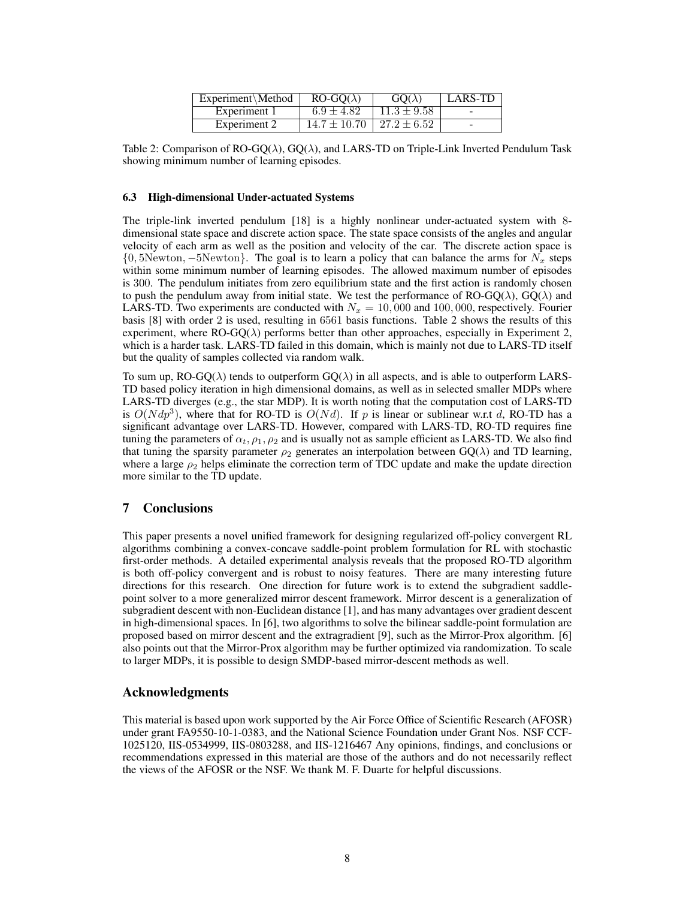| Experiment\Method | RO-GQ($\lambda$) | GQ($\lambda$) | LARS-TD |
|---|---|---|---|
| Experiment 1 | $6.9 \pm 4.82$ | $11.3 \pm 9.58$ | - |
| Experiment 2 | $14.7 \pm 10.70$ | $27.2 \pm 6.52$ | - |

Table 2: Comparison of RO-GQ($\lambda$), GQ($\lambda$), and LARS-TD on Triple-Link Inverted Pendulum Task showing minimum number of learning episodes.

### 6.3 High-dimensional Under-actuated Systems

The triple-link inverted pendulum [18] is a highly nonlinear under-actuated system with 8-dimensional state space and discrete action space. The state space consists of the angles and angular velocity of each arm as well as the position and velocity of the car. The discrete action space is $\{0, 5\text{Newton}, -5\text{Newton}\}$. The goal is to learn a policy that can balance the arms for $N_x$ steps within some minimum number of learning episodes. The allowed maximum number of episodes is 300. The pendulum initiates from zero equilibrium state and the first action is randomly chosen to push the pendulum away from initial state. We test the performance of RO-GQ($\lambda$), GQ($\lambda$) and LARS-TD. Two experiments are conducted with $N_x = 10,000$ and $100,000$, respectively. Fourier basis [8] with order 2 is used, resulting in 6561 basis functions. Table 2 shows the results of this experiment, where RO-GQ($\lambda$) performs better than other approaches, especially in Experiment 2, which is a harder task. LARS-TD failed in this domain, which is mainly not due to LARS-TD itself but the quality of samples collected via random walk.

To sum up, RO-GQ($\lambda$) tends to outperform GQ($\lambda$) in all aspects, and is able to outperform LARS-TD based policy iteration in high dimensional domains, as well as in selected smaller MDPs where LARS-TD diverges (e.g., the star MDP). It is worth noting that the computation cost of LARS-TD is $O(Ndp^3)$, where that for RO-TD is $O(Nd)$. If $p$ is linear or sublinear w.r.t $d$, RO-TD has a significant advantage over LARS-TD. However, compared with LARS-TD, RO-TD requires fine tuning the parameters of $\alpha_t, \rho_1, \rho_2$ and is usually not as sample efficient as LARS-TD. We also find that tuning the sparsity parameter $\rho_2$ generates an interpolation between GQ($\lambda$) and TD learning, where a large $\rho_2$ helps eliminate the correction term of TDC update and make the update direction more similar to the TD update.

## 7 Conclusions

This paper presents a novel unified framework for designing regularized off-policy convergent RL algorithms combining a convex-concave saddle-point problem formulation for RL with stochastic first-order methods. A detailed experimental analysis reveals that the proposed RO-TD algorithm is both off-policy convergent and is robust to noisy features. There are many interesting future directions for this research. One direction for future work is to extend the subgradient saddle-point solver to a more generalized mirror descent framework. Mirror descent is a generalization of subgradient descent with non-Euclidean distance [1], and has many advantages over gradient descent in high-dimensional spaces. In [6], two algorithms to solve the bilinear saddle-point formulation are proposed based on mirror descent and the extragradient [9], such as the Mirror-Prox algorithm. [6] also points out that the Mirror-Prox algorithm may be further optimized via randomization. To scale to larger MDPs, it is possible to design SMDP-based mirror-descent methods as well.

## Acknowledgments

This material is based upon work supported by the Air Force Office of Scientific Research (AFOSR) under grant FA9550-10-1-0383, and the National Science Foundation under Grant Nos. NSF CCF-1025120, IIS-0534999, IIS-0803288, and IIS-1216467 Any opinions, findings, and conclusions or recommendations expressed in this material are those of the authors and do not necessarily reflect the views of the AFOSR or the NSF. We thank M. F. Duarte for helpful discussions.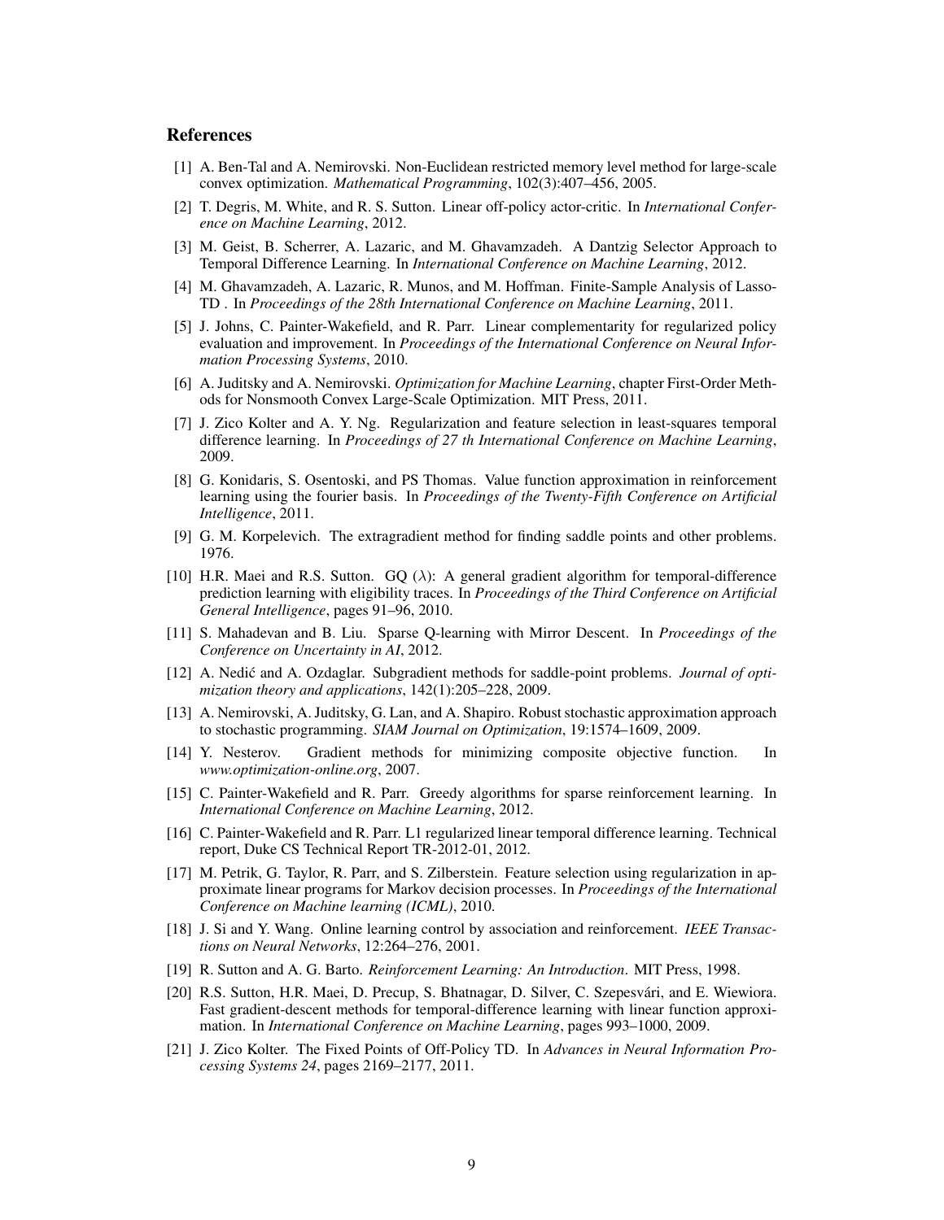## References

[1] A. Ben-Tal and A. Nemirovski. Non-Euclidean restricted memory level method for large-scale convex optimization. *Mathematical Programming*, 102(3):407–456, 2005.

[2] T. Degris, M. White, and R. S. Sutton. Linear off-policy actor-critic. In *International Conference on Machine Learning*, 2012.

[3] M. Geist, B. Scherrer, A. Lazaric, and M. Ghavamzadeh. A Dantzig Selector Approach to Temporal Difference Learning. In *International Conference on Machine Learning*, 2012.

[4] M. Ghavamzadeh, A. Lazaric, R. Munos, and M. Hoffman. Finite-Sample Analysis of Lasso-TD . In *Proceedings of the 28th International Conference on Machine Learning*, 2011.

[5] J. Johns, C. Painter-Wakefield, and R. Parr. Linear complementarity for regularized policy evaluation and improvement. In *Proceedings of the International Conference on Neural Information Processing Systems*, 2010.

[6] A. Juditsky and A. Nemirovski. *Optimization for Machine Learning*, chapter First-Order Methods for Nonsmooth Convex Large-Scale Optimization. MIT Press, 2011.

[7] J. Zico Kolter and A. Y. Ng. Regularization and feature selection in least-squares temporal difference learning. In *Proceedings of 27 th International Conference on Machine Learning*, 2009.

[8] G. Konidaris, S. Osentoski, and PS Thomas. Value function approximation in reinforcement learning using the fourier basis. In *Proceedings of the Twenty-Fifth Conference on Artificial Intelligence*, 2011.

[9] G. M. Korpelevich. The extragradient method for finding saddle points and other problems. 1976.

[10] H.R. Maei and R.S. Sutton. GQ ($\lambda$): A general gradient algorithm for temporal-difference prediction learning with eligibility traces. In *Proceedings of the Third Conference on Artificial General Intelligence*, pages 91–96, 2010.

[11] S. Mahadevan and B. Liu. Sparse Q-learning with Mirror Descent. In *Proceedings of the Conference on Uncertainty in AI*, 2012.

[12] A. Nedić and A. Ozdaglar. Subgradient methods for saddle-point problems. *Journal of optimization theory and applications*, 142(1):205–228, 2009.

[13] A. Nemirovski, A. Juditsky, G. Lan, and A. Shapiro. Robust stochastic approximation approach to stochastic programming. *SIAM Journal on Optimization*, 19:1574–1609, 2009.

[14] Y. Nesterov. Gradient methods for minimizing composite objective function. In *www.optimization-online.org*, 2007.

[15] C. Painter-Wakefield and R. Parr. Greedy algorithms for sparse reinforcement learning. In *International Conference on Machine Learning*, 2012.

[16] C. Painter-Wakefield and R. Parr. L1 regularized linear temporal difference learning. Technical report, Duke CS Technical Report TR-2012-01, 2012.

[17] M. Petrik, G. Taylor, R. Parr, and S. Zilberstein. Feature selection using regularization in approximate linear programs for Markov decision processes. In *Proceedings of the International Conference on Machine learning (ICML)*, 2010.

[18] J. Si and Y. Wang. Online learning control by association and reinforcement. *IEEE Transactions on Neural Networks*, 12:264–276, 2001.

[19] R. Sutton and A. G. Barto. *Reinforcement Learning: An Introduction*. MIT Press, 1998.

[20] R.S. Sutton, H.R. Maei, D. Precup, S. Bhatnagar, D. Silver, C. Szepesvári, and E. Wiewiora. Fast gradient-descent methods for temporal-difference learning with linear function approximation. In *International Conference on Machine Learning*, pages 993–1000, 2009.

[21] J. Zico Kolter. The Fixed Points of Off-Policy TD. In *Advances in Neural Information Processing Systems 24*, pages 2169–2177, 2011.